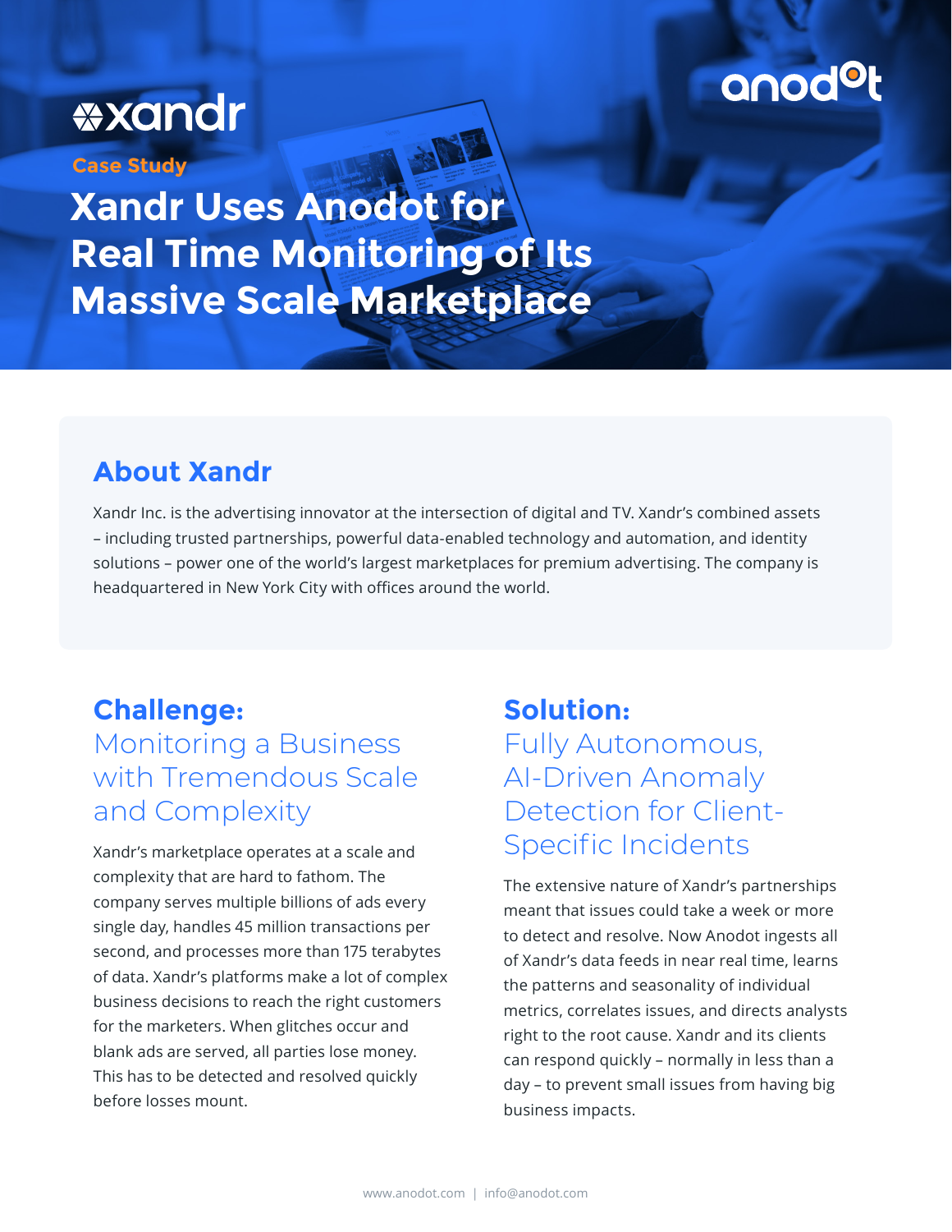xandr

anodot

Case Study

# Xandr Uses Anodot for Real Time Monitoring of Its Massive Scale Marketplace

## About Xandr

Xandr Inc. is the advertising innovator at the intersection of digital and TV. Xandr's combined assets – including trusted partnerships, powerful data-enabled technology and automation, and identity solutions – power one of the world's largest marketplaces for premium advertising. The company is headquartered in New York City with offices around the world.

## Challenge:

### Monitoring a Business with Tremendous Scale and Complexity

Xandr's marketplace operates at a scale and complexity that are hard to fathom. The company serves multiple billions of ads every single day, handles 45 million transactions per second, and processes more than 175 terabytes of data. Xandr's platforms make a lot of complex business decisions to reach the right customers for the marketers. When glitches occur and blank ads are served, all parties lose money. This has to be detected and resolved quickly before losses mount.

## Solution:

### Fully Autonomous, AI-Driven Anomaly Detection for Client-Specific Incidents

The extensive nature of Xandr's partnerships meant that issues could take a week or more to detect and resolve. Now Anodot ingests all of Xandr's data feeds in near real time, learns the patterns and seasonality of individual metrics, correlates issues, and directs analysts right to the root cause. Xandr and its clients can respond quickly – normally in less than a day – to prevent small issues from having big business impacts.

www.anodot.com | info@anodot.com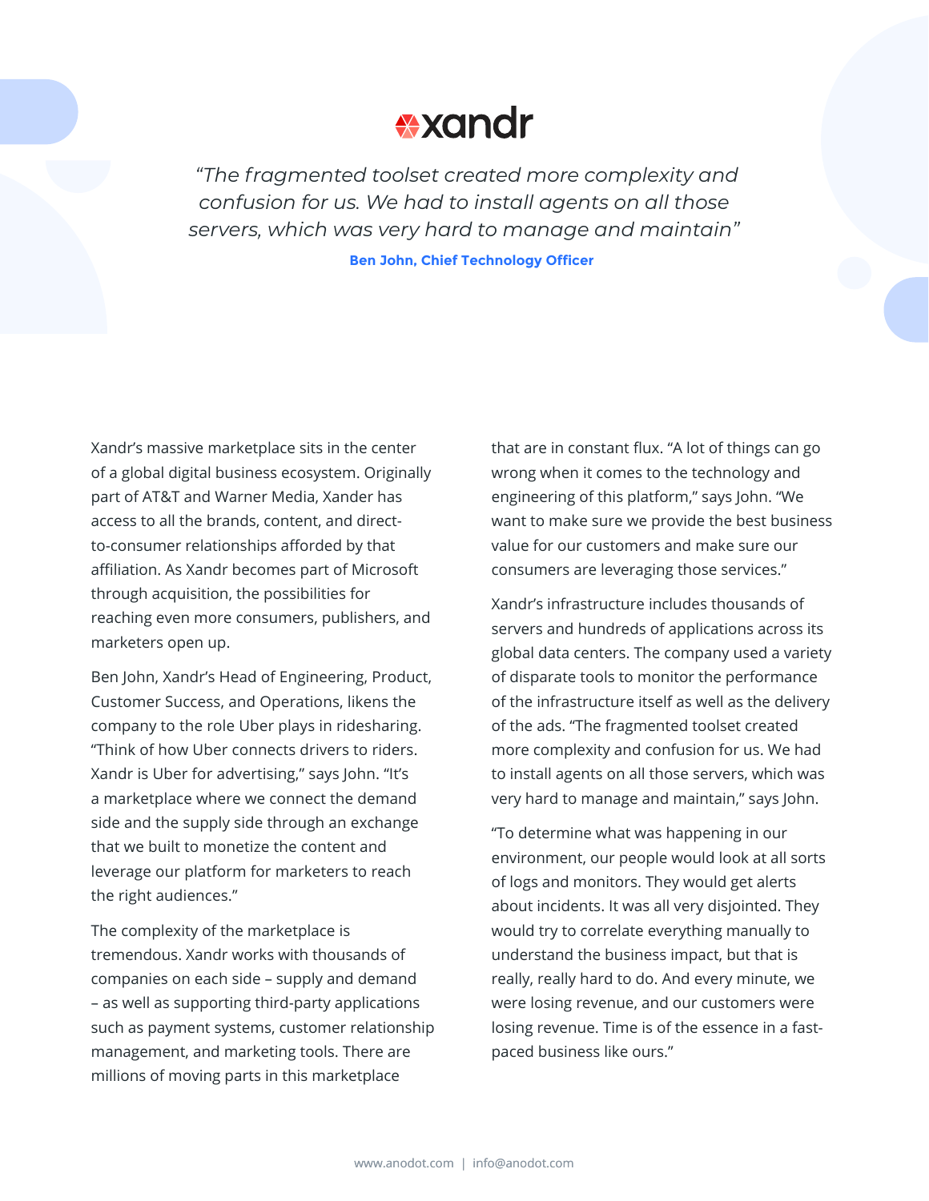xandr

> *"The fragmented toolset created more complexity and confusion for us. We had to install agents on all those servers, which was very hard to manage and maintain"*
>
> **Ben John, Chief Technology Officer**

Xandr's massive marketplace sits in the center of a global digital business ecosystem. Originally part of AT&T and Warner Media, Xander has access to all the brands, content, and direct-to-consumer relationships afforded by that affiliation. As Xandr becomes part of Microsoft through acquisition, the possibilities for reaching even more consumers, publishers, and marketers open up.

Ben John, Xandr's Head of Engineering, Product, Customer Success, and Operations, likens the company to the role Uber plays in ridesharing. "Think of how Uber connects drivers to riders. Xandr is Uber for advertising," says John. "It's a marketplace where we connect the demand side and the supply side through an exchange that we built to monetize the content and leverage our platform for marketers to reach the right audiences."

The complexity of the marketplace is tremendous. Xandr works with thousands of companies on each side – supply and demand – as well as supporting third-party applications such as payment systems, customer relationship management, and marketing tools. There are millions of moving parts in this marketplace that are in constant flux. "A lot of things can go wrong when it comes to the technology and engineering of this platform," says John. "We want to make sure we provide the best business value for our customers and make sure our consumers are leveraging those services."

Xandr's infrastructure includes thousands of servers and hundreds of applications across its global data centers. The company used a variety of disparate tools to monitor the performance of the infrastructure itself as well as the delivery of the ads. "The fragmented toolset created more complexity and confusion for us. We had to install agents on all those servers, which was very hard to manage and maintain," says John.

"To determine what was happening in our environment, our people would look at all sorts of logs and monitors. They would get alerts about incidents. It was all very disjointed. They would try to correlate everything manually to understand the business impact, but that is really, really hard to do. And every minute, we were losing revenue, and our customers were losing revenue. Time is of the essence in a fast-paced business like ours."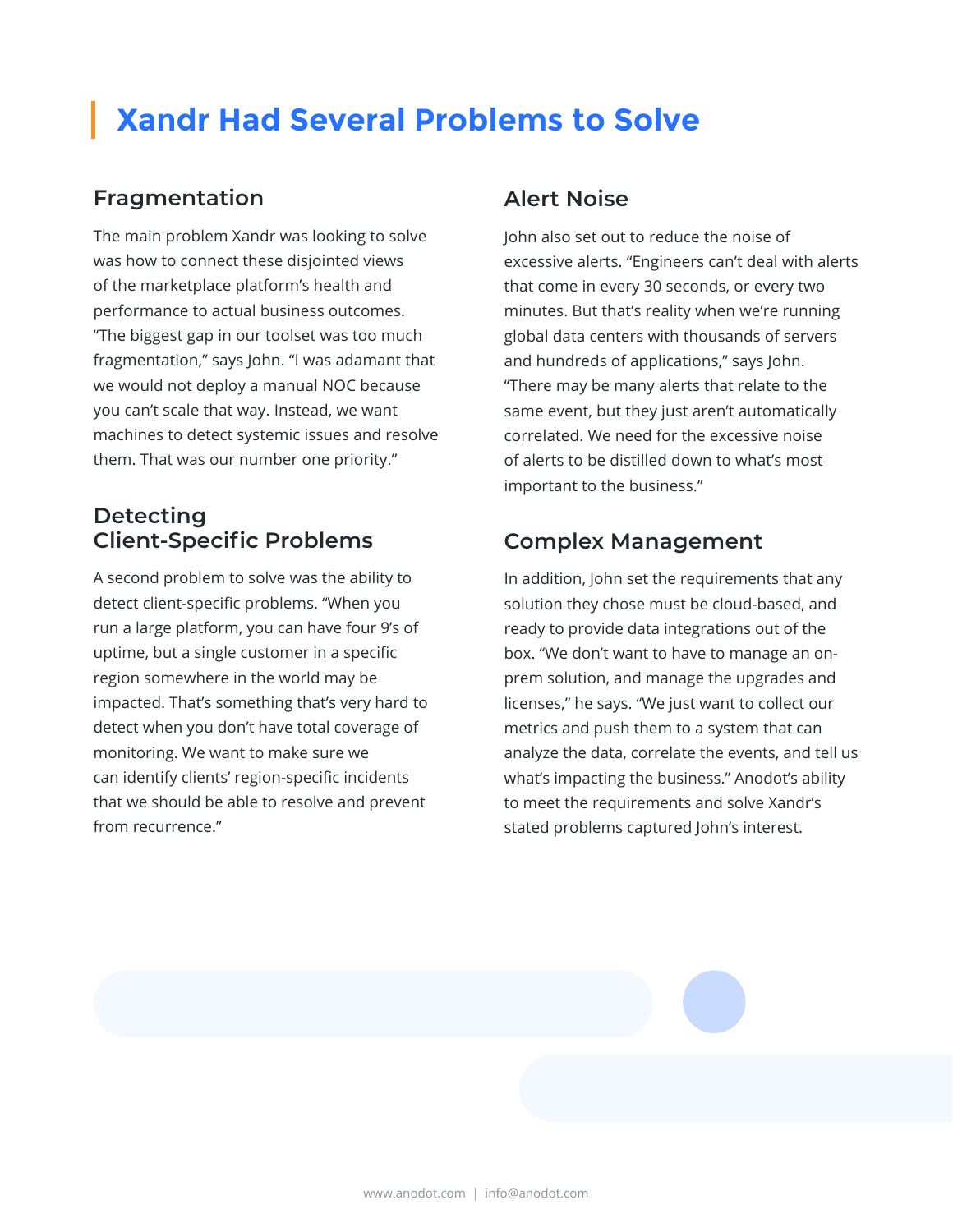# Xandr Had Several Problems to Solve

## Fragmentation

The main problem Xandr was looking to solve was how to connect these disjointed views of the marketplace platform's health and performance to actual business outcomes. "The biggest gap in our toolset was too much fragmentation," says John. "I was adamant that we would not deploy a manual NOC because you can't scale that way. Instead, we want machines to detect systemic issues and resolve them. That was our number one priority."

## Detecting Client-Specific Problems

A second problem to solve was the ability to detect client-specific problems. "When you run a large platform, you can have four 9's of uptime, but a single customer in a specific region somewhere in the world may be impacted. That's something that's very hard to detect when you don't have total coverage of monitoring. We want to make sure we can identify clients' region-specific incidents that we should be able to resolve and prevent from recurrence."

## Alert Noise

John also set out to reduce the noise of excessive alerts. "Engineers can't deal with alerts that come in every 30 seconds, or every two minutes. But that's reality when we're running global data centers with thousands of servers and hundreds of applications," says John. "There may be many alerts that relate to the same event, but they just aren't automatically correlated. We need for the excessive noise of alerts to be distilled down to what's most important to the business."

## Complex Management

In addition, John set the requirements that any solution they chose must be cloud-based, and ready to provide data integrations out of the box. "We don't want to have to manage an on-prem solution, and manage the upgrades and licenses," he says. "We just want to collect our metrics and push them to a system that can analyze the data, correlate the events, and tell us what's impacting the business." Anodot's ability to meet the requirements and solve Xandr's stated problems captured John's interest.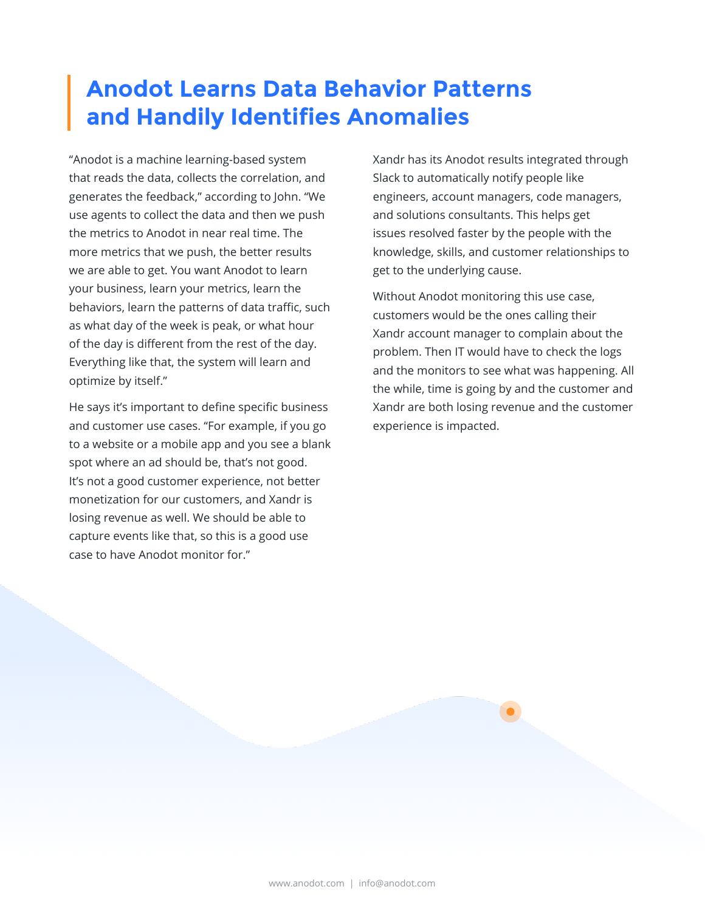# Anodot Learns Data Behavior Patterns and Handily Identifies Anomalies

"Anodot is a machine learning-based system that reads the data, collects the correlation, and generates the feedback," according to John. "We use agents to collect the data and then we push the metrics to Anodot in near real time. The more metrics that we push, the better results we are able to get. You want Anodot to learn your business, learn your metrics, learn the behaviors, learn the patterns of data traffic, such as what day of the week is peak, or what hour of the day is different from the rest of the day. Everything like that, the system will learn and optimize by itself."

He says it's important to define specific business and customer use cases. "For example, if you go to a website or a mobile app and you see a blank spot where an ad should be, that's not good. It's not a good customer experience, not better monetization for our customers, and Xandr is losing revenue as well. We should be able to capture events like that, so this is a good use case to have Anodot monitor for."

Xandr has its Anodot results integrated through Slack to automatically notify people like engineers, account managers, code managers, and solutions consultants. This helps get issues resolved faster by the people with the knowledge, skills, and customer relationships to get to the underlying cause.

Without Anodot monitoring this use case, customers would be the ones calling their Xandr account manager to complain about the problem. Then IT would have to check the logs and the monitors to see what was happening. All the while, time is going by and the customer and Xandr are both losing revenue and the customer experience is impacted.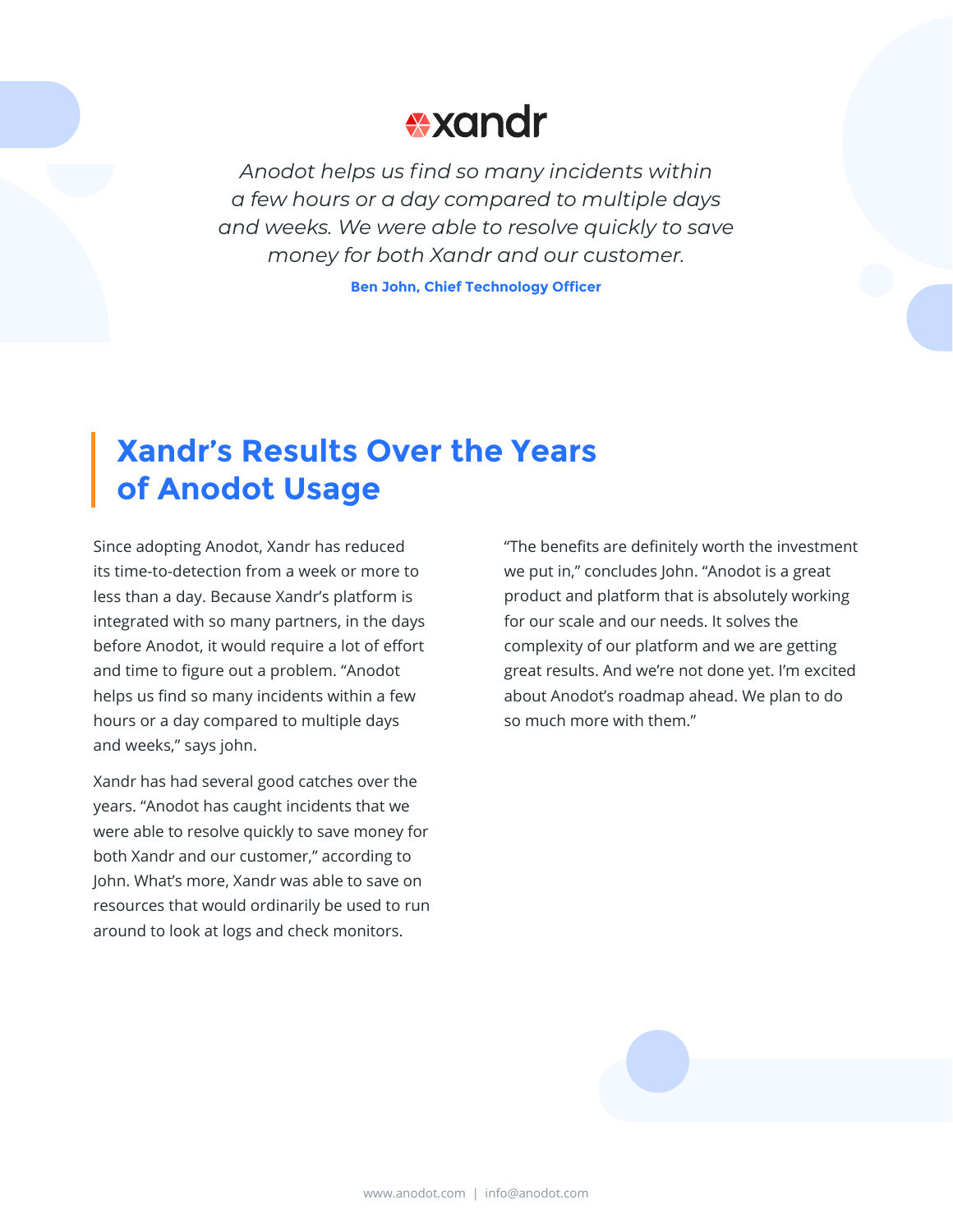xandr

*Anodot helps us find so many incidents within a few hours or a day compared to multiple days and weeks. We were able to resolve quickly to save money for both Xandr and our customer.*

**Ben John, Chief Technology Officer**

## Xandr's Results Over the Years of Anodot Usage

Since adopting Anodot, Xandr has reduced its time-to-detection from a week or more to less than a day. Because Xandr's platform is integrated with so many partners, in the days before Anodot, it would require a lot of effort and time to figure out a problem. "Anodot helps us find so many incidents within a few hours or a day compared to multiple days and weeks," says john.

Xandr has had several good catches over the years. "Anodot has caught incidents that we were able to resolve quickly to save money for both Xandr and our customer," according to John. What's more, Xandr was able to save on resources that would ordinarily be used to run around to look at logs and check monitors.

"The benefits are definitely worth the investment we put in," concludes John. "Anodot is a great product and platform that is absolutely working for our scale and our needs. It solves the complexity of our platform and we are getting great results. And we're not done yet. I'm excited about Anodot's roadmap ahead. We plan to do so much more with them."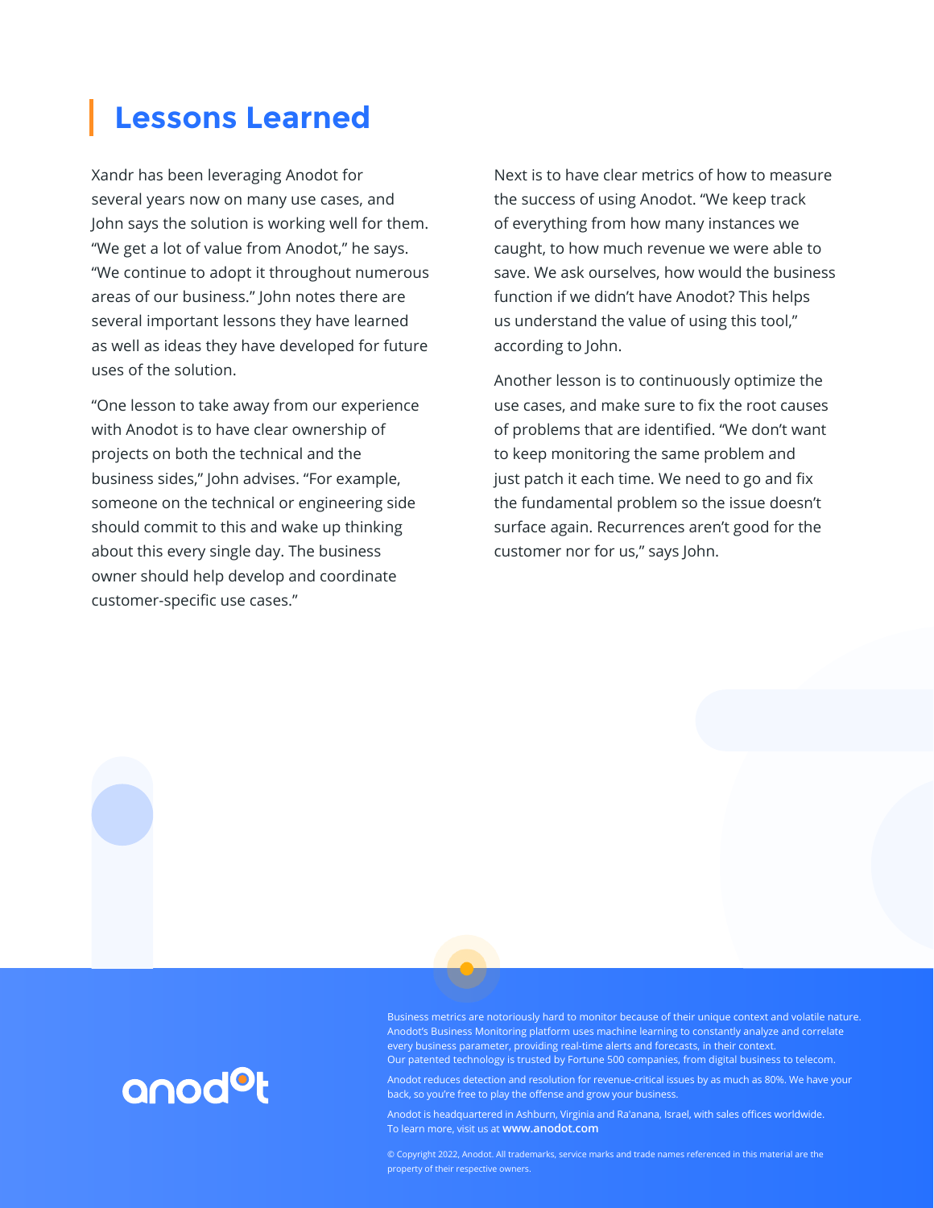## Lessons Learned

Xandr has been leveraging Anodot for several years now on many use cases, and John says the solution is working well for them. "We get a lot of value from Anodot," he says. "We continue to adopt it throughout numerous areas of our business." John notes there are several important lessons they have learned as well as ideas they have developed for future uses of the solution.

"One lesson to take away from our experience with Anodot is to have clear ownership of projects on both the technical and the business sides," John advises. "For example, someone on the technical or engineering side should commit to this and wake up thinking about this every single day. The business owner should help develop and coordinate customer-specific use cases."

Next is to have clear metrics of how to measure the success of using Anodot. "We keep track of everything from how many instances we caught, to how much revenue we were able to save. We ask ourselves, how would the business function if we didn't have Anodot? This helps us understand the value of using this tool," according to John.

Another lesson is to continuously optimize the use cases, and make sure to fix the root causes of problems that are identified. "We don't want to keep monitoring the same problem and just patch it each time. We need to go and fix the fundamental problem so the issue doesn't surface again. Recurrences aren't good for the customer nor for us," says John.

anodot

Business metrics are notoriously hard to monitor because of their unique context and volatile nature. Anodot's Business Monitoring platform uses machine learning to constantly analyze and correlate every business parameter, providing real-time alerts and forecasts, in their context. Our patented technology is trusted by Fortune 500 companies, from digital business to telecom.

Anodot reduces detection and resolution for revenue-critical issues by as much as 80%. We have your back, so you're free to play the offense and grow your business.

Anodot is headquartered in Ashburn, Virginia and Ra'anana, Israel, with sales offices worldwide. To learn more, visit us at **www.anodot.com**

© Copyright 2022, Anodot. All trademarks, service marks and trade names referenced in this material are the property of their respective owners.